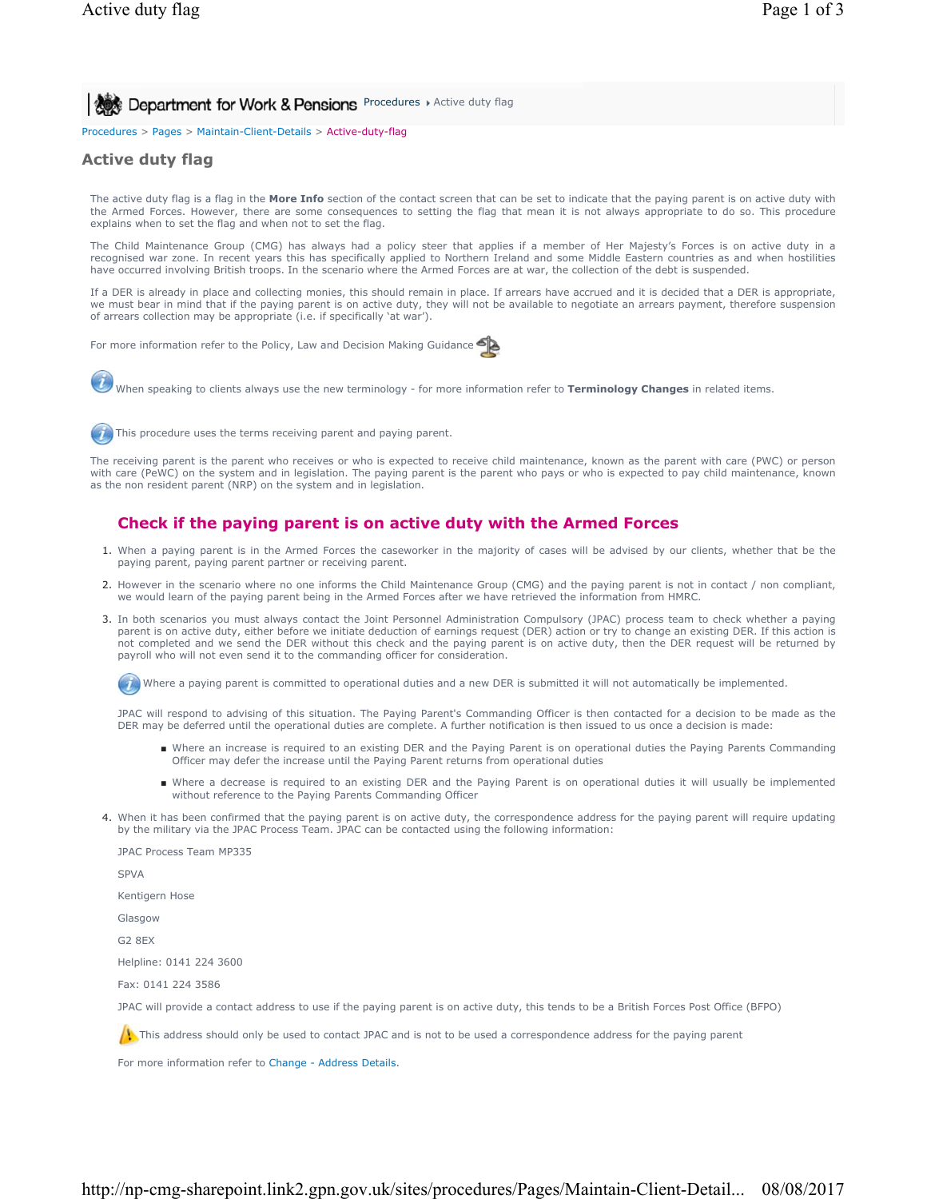Procedures > Pages > Maintain-Client-Details > Active-duty-flag

# Active duty flag

The active duty flag is a flag in the **More Info** section of the contact screen that can be set to indicate that the paying parent is on active duty with the Armed Forces. However, there are some consequences to setting the flag that mean it is not always appropriate to do so. This procedure explains when to set the flag and when not to set the flag.

The Child Maintenance Group (CMG) has always had a policy steer that applies if a member of Her Majesty's Forces is on active duty in a recognised war zone. In recent years this has specifically applied to Northern Ireland and some Middle Eastern countries as and when hostilities have occurred involving British troops. In the scenario where the Armed Forces are at war, the collection of the debt is suspended.

If a DER is already in place and collecting monies, this should remain in place. If arrears have accrued and it is decided that a DER is appropriate, we must bear in mind that if the paying parent is on active duty, they will not be available to negotiate an arrears payment, therefore suspension of arrears collection may be appropriate (i.e. if specifically 'at war').

For more information refer to the Policy, Law and Decision Making Guidance

When speaking to clients always use the new terminology - for more information refer to **Terminology Changes** in related items.

This procedure uses the terms receiving parent and paying parent.

The receiving parent is the parent who receives or who is expected to receive child maintenance, known as the parent with care (PWC) or person with care (PeWC) on the system and in legislation. The paying parent is the parent who pays or who is expected to pay child maintenance, known as the non resident parent (NRP) on the system and in legislation.

## Check if the paying parent is on active duty with the Armed Forces

1. When a paying parent is in the Armed Forces the caseworker in the majority of cases will be advised by our clients, whether that be the paying parent, paying parent partner or receiving parent.
2. However in the scenario where no one informs the Child Maintenance Group (CMG) and the paying parent is not in contact / non compliant, we would learn of the paying parent being in the Armed Forces after we have retrieved the information from HMRC.
3. In both scenarios you must always contact the Joint Personnel Administration Compulsory (JPAC) process team to check whether a paying parent is on active duty, either before we initiate deduction of earnings request (DER) action or try to change an existing DER. If this action is not completed and we send the DER without this check and the paying parent is on active duty, then the DER request will be returned by payroll who will not even send it to the commanding officer for consideration.

   Where a paying parent is committed to operational duties and a new DER is submitted it will not automatically be implemented.

   JPAC will respond to advising of this situation. The Paying Parent's Commanding Officer is then contacted for a decision to be made as the DER may be deferred until the operational duties are complete. A further notification is then issued to us once a decision is made:

   - Where an increase is required to an existing DER and the Paying Parent is on operational duties the Paying Parents Commanding Officer may defer the increase until the Paying Parent returns from operational duties
   - Where a decrease is required to an existing DER and the Paying Parent is on operational duties it will usually be implemented without reference to the Paying Parents Commanding Officer
4. When it has been confirmed that the paying parent is on active duty, the correspondence address for the paying parent will require updating by the military via the JPAC Process Team. JPAC can be contacted using the following information:

   JPAC Process Team MP335

   SPVA

   Kentigern Hose

   Glasgow

   G2 8EX

   Helpline: 0141 224 3600

   Fax: 0141 224 3586

   JPAC will provide a contact address to use if the paying parent is on active duty, this tends to be a British Forces Post Office (BFPO)

   This address should only be used to contact JPAC and is not to be used a correspondence address for the paying parent

   For more information refer to Change - Address Details.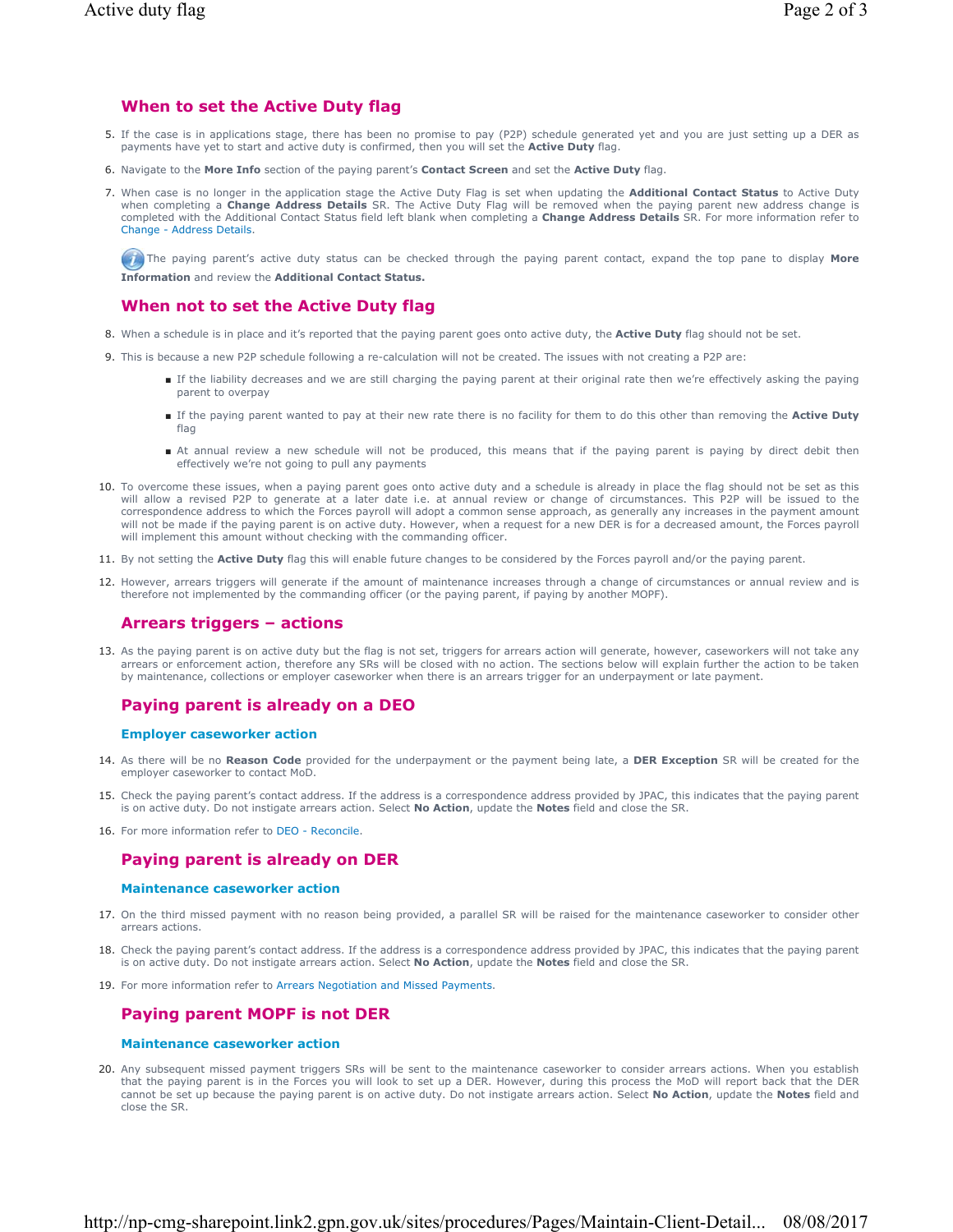## When to set the Active Duty flag

5. If the case is in applications stage, there has been no promise to pay (P2P) schedule generated yet and you are just setting up a DER as payments have yet to start and active duty is confirmed, then you will set the **Active Duty** flag.

6. Navigate to the **More Info** section of the paying parent's **Contact Screen** and set the **Active Duty** flag.

7. When case is no longer in the application stage the Active Duty Flag is set when updating the **Additional Contact Status** to Active Duty when completing a **Change Address Details** SR. The Active Duty Flag will be removed when the paying parent new address change is completed with the Additional Contact Status field left blank when completing a **Change Address Details** SR. For more information refer to Change - Address Details.

The paying parent's active duty status can be checked through the paying parent contact, expand the top pane to display **More Information** and review the **Additional Contact Status.**

## When not to set the Active Duty flag

8. When a schedule is in place and it's reported that the paying parent goes onto active duty, the **Active Duty** flag should not be set.

9. This is because a new P2P schedule following a re-calculation will not be created. The issues with not creating a P2P are:
   - If the liability decreases and we are still charging the paying parent at their original rate then we're effectively asking the paying parent to overpay
   - If the paying parent wanted to pay at their new rate there is no facility for them to do this other than removing the **Active Duty** flag
   - At annual review a new schedule will not be produced, this means that if the paying parent is paying by direct debit then effectively we're not going to pull any payments

10. To overcome these issues, when a paying parent goes onto active duty and a schedule is already in place the flag should not be set as this will allow a revised P2P to generate at a later date i.e. at annual review or change of circumstances. This P2P will be issued to the correspondence address to which the Forces payroll will adopt a common sense approach, as generally any increases in the payment amount will not be made if the paying parent is on active duty. However, when a request for a new DER is for a decreased amount, the Forces payroll will implement this amount without checking with the commanding officer.

11. By not setting the **Active Duty** flag this will enable future changes to be considered by the Forces payroll and/or the paying parent.

12. However, arrears triggers will generate if the amount of maintenance increases through a change of circumstances or annual review and is therefore not implemented by the commanding officer (or the paying parent, if paying by another MOPF).

## Arrears triggers – actions

13. As the paying parent is on active duty but the flag is not set, triggers for arrears action will generate, however, caseworkers will not take any arrears or enforcement action, therefore any SRs will be closed with no action. The sections below will explain further the action to be taken by maintenance, collections or employer caseworker when there is an arrears trigger for an underpayment or late payment.

## Paying parent is already on a DEO

### Employer caseworker action

14. As there will be no **Reason Code** provided for the underpayment or the payment being late, a **DER Exception** SR will be created for the employer caseworker to contact MoD.

15. Check the paying parent's contact address. If the address is a correspondence address provided by JPAC, this indicates that the paying parent is on active duty. Do not instigate arrears action. Select **No Action**, update the **Notes** field and close the SR.

16. For more information refer to DEO - Reconcile.

## Paying parent is already on DER

### Maintenance caseworker action

17. On the third missed payment with no reason being provided, a parallel SR will be raised for the maintenance caseworker to consider other arrears actions.

18. Check the paying parent's contact address. If the address is a correspondence address provided by JPAC, this indicates that the paying parent is on active duty. Do not instigate arrears action. Select **No Action**, update the **Notes** field and close the SR.

19. For more information refer to Arrears Negotiation and Missed Payments.

## Paying parent MOPF is not DER

### Maintenance caseworker action

20. Any subsequent missed payment triggers SRs will be sent to the maintenance caseworker to consider arrears actions. When you establish that the paying parent is in the Forces you will look to set up a DER. However, during this process the MoD will report back that the DER cannot be set up because the paying parent is on active duty. Do not instigate arrears action. Select **No Action**, update the **Notes** field and close the SR.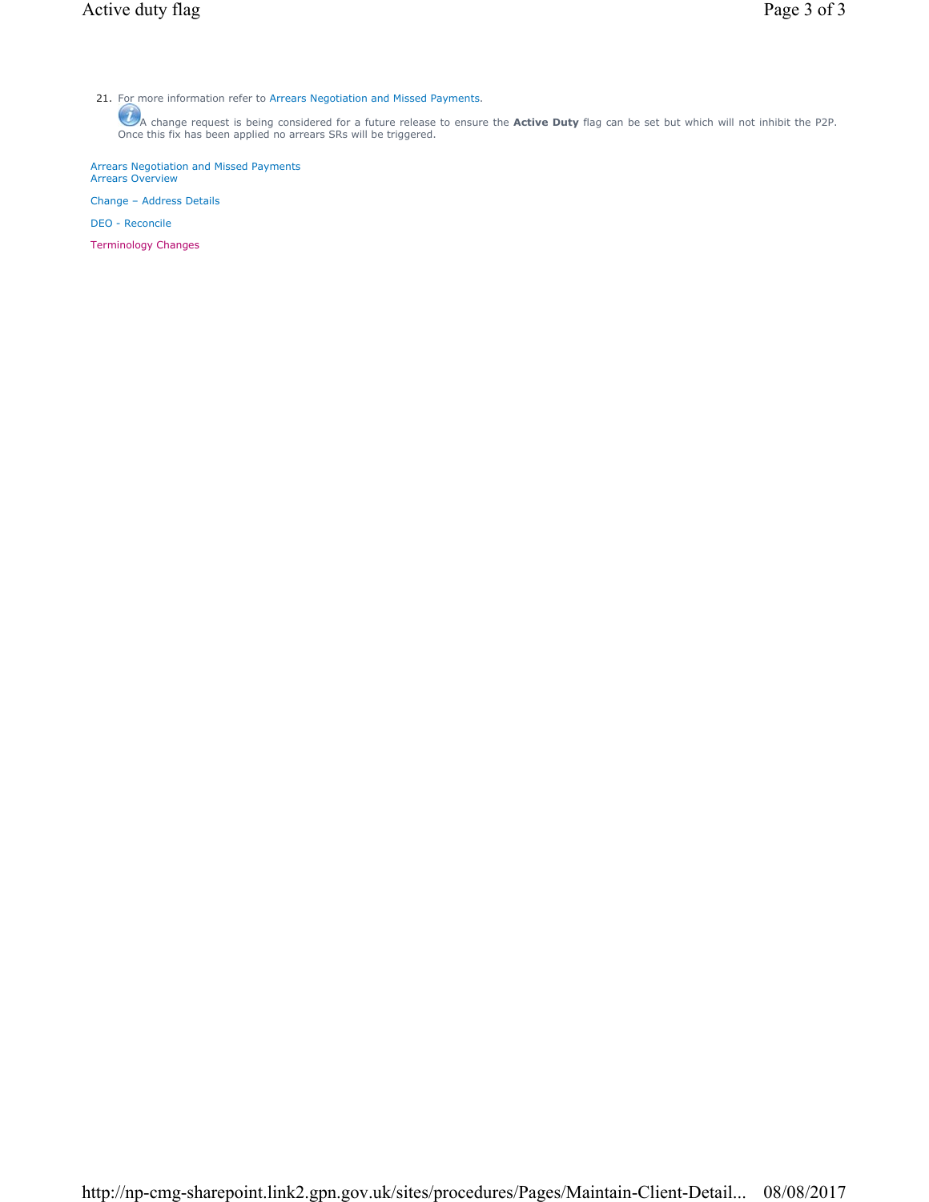21. For more information refer to Arrears Negotiation and Missed Payments.

    A change request is being considered for a future release to ensure the **Active Duty** flag can be set but which will not inhibit the P2P. Once this fix has been applied no arrears SRs will be triggered.

Arrears Negotiation and Missed Payments
Arrears Overview

Change – Address Details

DEO - Reconcile

Terminology Changes